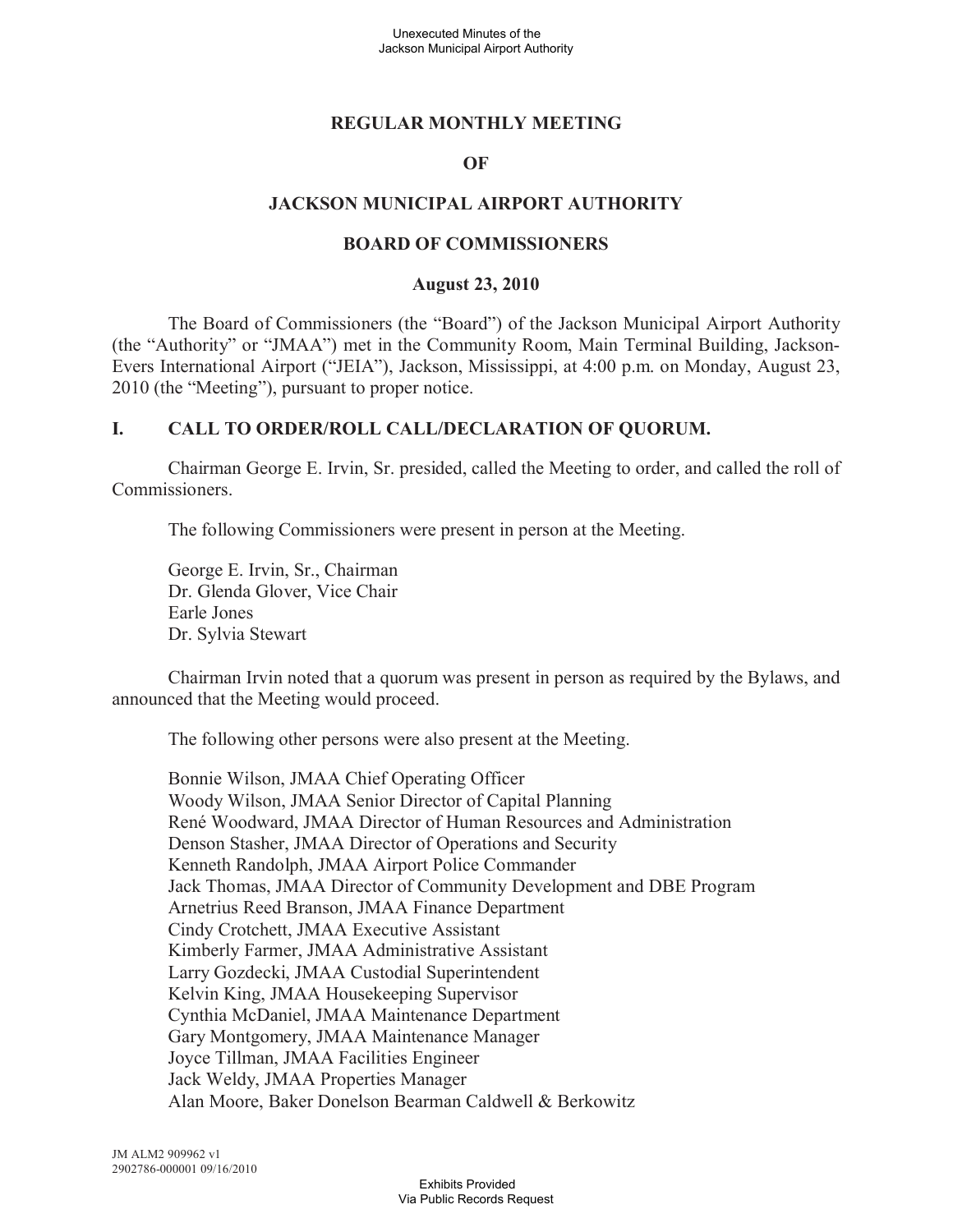# REGULAR MONTHLY MEETING

# OF

# JACKSON MUNICIPAL AIRPORT AUTHORITY

# BOARD OF COMMISSIONERS

**August 23, 2010**

The Board of Commissioners (the "Board") of the Jackson Municipal Airport Authority (the "Authority" or "JMAA") met in the Community Room, Main Terminal Building, Jackson-Evers International Airport ("JEIA"), Jackson, Mississippi, at 4:00 p.m. on Monday, August 23, 2010 (the "Meeting"), pursuant to proper notice.

## I. CALL TO ORDER/ROLL CALL/DECLARATION OF QUORUM.

Chairman George E. Irvin, Sr. presided, called the Meeting to order, and called the roll of Commissioners.

The following Commissioners were present in person at the Meeting.

George E. Irvin, Sr., Chairman
Dr. Glenda Glover, Vice Chair
Earle Jones
Dr. Sylvia Stewart

Chairman Irvin noted that a quorum was present in person as required by the Bylaws, and announced that the Meeting would proceed.

The following other persons were also present at the Meeting.

Bonnie Wilson, JMAA Chief Operating Officer
Woody Wilson, JMAA Senior Director of Capital Planning
René Woodward, JMAA Director of Human Resources and Administration
Denson Stasher, JMAA Director of Operations and Security
Kenneth Randolph, JMAA Airport Police Commander
Jack Thomas, JMAA Director of Community Development and DBE Program
Arnetrius Reed Branson, JMAA Finance Department
Cindy Crotchett, JMAA Executive Assistant
Kimberly Farmer, JMAA Administrative Assistant
Larry Gozdecki, JMAA Custodial Superintendent
Kelvin King, JMAA Housekeeping Supervisor
Cynthia McDaniel, JMAA Maintenance Department
Gary Montgomery, JMAA Maintenance Manager
Joyce Tillman, JMAA Facilities Engineer
Jack Weldy, JMAA Properties Manager
Alan Moore, Baker Donelson Bearman Caldwell & Berkowitz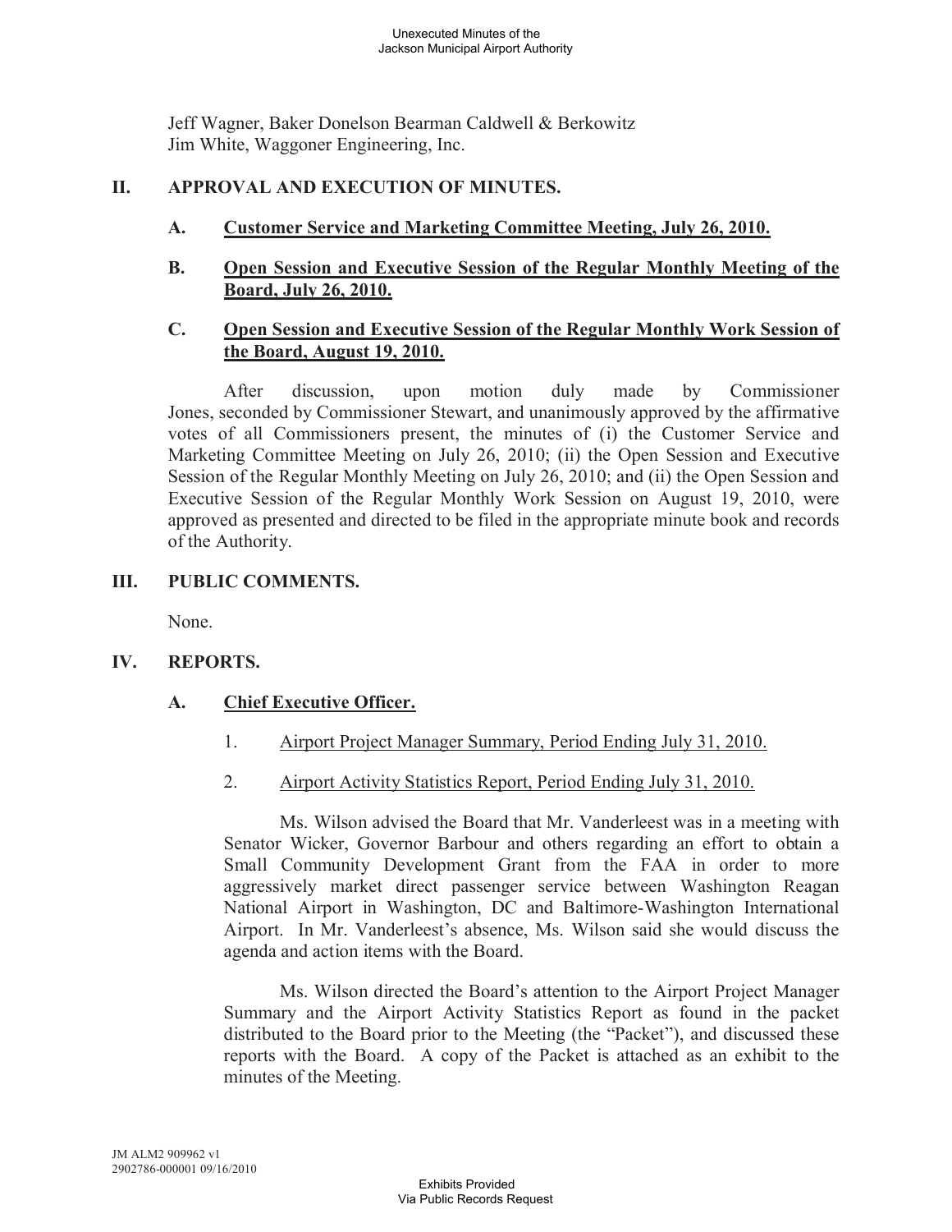Jeff Wagner, Baker Donelson Bearman Caldwell & Berkowitz
Jim White, Waggoner Engineering, Inc.

## II. APPROVAL AND EXECUTION OF MINUTES.

### A. Customer Service and Marketing Committee Meeting, July 26, 2010.

### B. Open Session and Executive Session of the Regular Monthly Meeting of the Board, July 26, 2010.

### C. Open Session and Executive Session of the Regular Monthly Work Session of the Board, August 19, 2010.

After discussion, upon motion duly made by Commissioner Jones, seconded by Commissioner Stewart, and unanimously approved by the affirmative votes of all Commissioners present, the minutes of (i) the Customer Service and Marketing Committee Meeting on July 26, 2010; (ii) the Open Session and Executive Session of the Regular Monthly Meeting on July 26, 2010; and (ii) the Open Session and Executive Session of the Regular Monthly Work Session on August 19, 2010, were approved as presented and directed to be filed in the appropriate minute book and records of the Authority.

## III. PUBLIC COMMENTS.

None.

## IV. REPORTS.

### A. Chief Executive Officer.

1. Airport Project Manager Summary, Period Ending July 31, 2010.

2. Airport Activity Statistics Report, Period Ending July 31, 2010.

Ms. Wilson advised the Board that Mr. Vanderleest was in a meeting with Senator Wicker, Governor Barbour and others regarding an effort to obtain a Small Community Development Grant from the FAA in order to more aggressively market direct passenger service between Washington Reagan National Airport in Washington, DC and Baltimore-Washington International Airport. In Mr. Vanderleest's absence, Ms. Wilson said she would discuss the agenda and action items with the Board.

Ms. Wilson directed the Board's attention to the Airport Project Manager Summary and the Airport Activity Statistics Report as found in the packet distributed to the Board prior to the Meeting (the "Packet"), and discussed these reports with the Board. A copy of the Packet is attached as an exhibit to the minutes of the Meeting.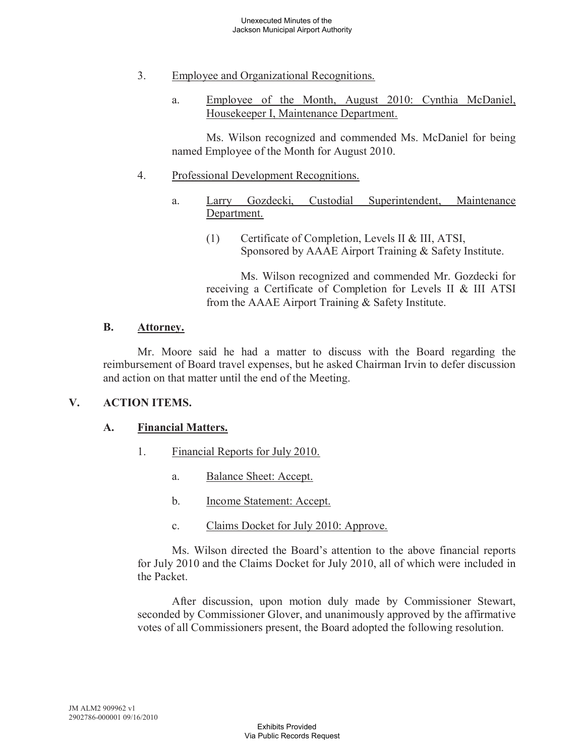3. Employee and Organizational Recognitions.

   a. Employee of the Month, August 2010: Cynthia McDaniel, Housekeeper I, Maintenance Department.

   Ms. Wilson recognized and commended Ms. McDaniel for being named Employee of the Month for August 2010.

4. Professional Development Recognitions.

   a. Larry Gozdecki, Custodial Superintendent, Maintenance Department.

      (1) Certificate of Completion, Levels II & III, ATSI, Sponsored by AAAE Airport Training & Safety Institute.

      Ms. Wilson recognized and commended Mr. Gozdecki for receiving a Certificate of Completion for Levels II & III ATSI from the AAAE Airport Training & Safety Institute.

### B. Attorney.

Mr. Moore said he had a matter to discuss with the Board regarding the reimbursement of Board travel expenses, but he asked Chairman Irvin to defer discussion and action on that matter until the end of the Meeting.

## V. ACTION ITEMS.

### A. Financial Matters.

1. Financial Reports for July 2010.

   a. Balance Sheet: Accept.

   b. Income Statement: Accept.

   c. Claims Docket for July 2010: Approve.

Ms. Wilson directed the Board's attention to the above financial reports for July 2010 and the Claims Docket for July 2010, all of which were included in the Packet.

After discussion, upon motion duly made by Commissioner Stewart, seconded by Commissioner Glover, and unanimously approved by the affirmative votes of all Commissioners present, the Board adopted the following resolution.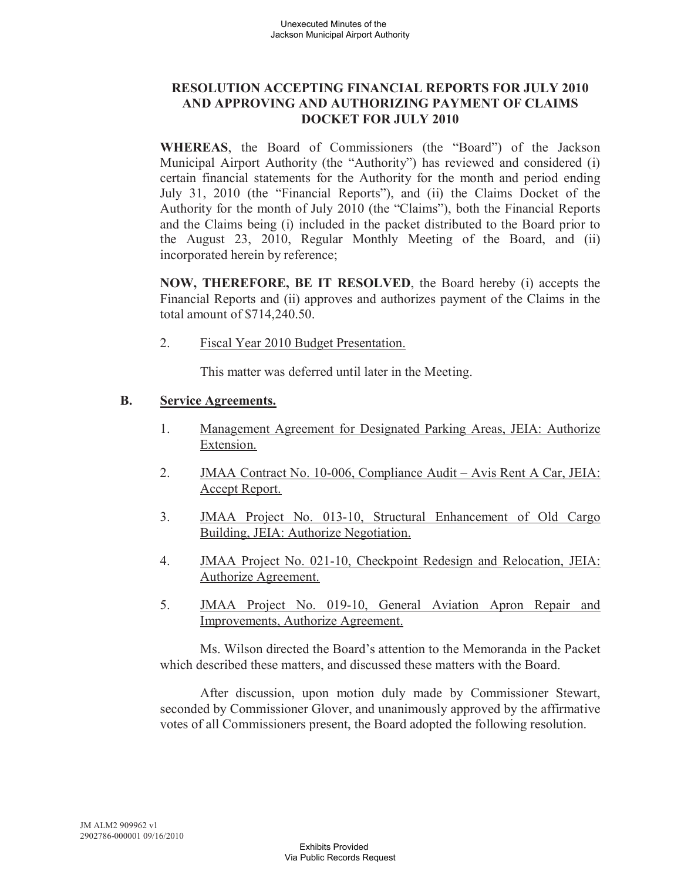**RESOLUTION ACCEPTING FINANCIAL REPORTS FOR JULY 2010 AND APPROVING AND AUTHORIZING PAYMENT OF CLAIMS DOCKET FOR JULY 2010**

**WHEREAS**, the Board of Commissioners (the "Board") of the Jackson Municipal Airport Authority (the "Authority") has reviewed and considered (i) certain financial statements for the Authority for the month and period ending July 31, 2010 (the "Financial Reports"), and (ii) the Claims Docket of the Authority for the month of July 2010 (the "Claims"), both the Financial Reports and the Claims being (i) included in the packet distributed to the Board prior to the August 23, 2010, Regular Monthly Meeting of the Board, and (ii) incorporated herein by reference;

**NOW, THEREFORE, BE IT RESOLVED**, the Board hereby (i) accepts the Financial Reports and (ii) approves and authorizes payment of the Claims in the total amount of $714,240.50.

2. Fiscal Year 2010 Budget Presentation.

   This matter was deferred until later in the Meeting.

**B. Service Agreements.**

1. Management Agreement for Designated Parking Areas, JEIA: Authorize Extension.
2. JMAA Contract No. 10-006, Compliance Audit – Avis Rent A Car, JEIA: Accept Report.
3. JMAA Project No. 013-10, Structural Enhancement of Old Cargo Building, JEIA: Authorize Negotiation.
4. JMAA Project No. 021-10, Checkpoint Redesign and Relocation, JEIA: Authorize Agreement.
5. JMAA Project No. 019-10, General Aviation Apron Repair and Improvements, Authorize Agreement.

Ms. Wilson directed the Board's attention to the Memoranda in the Packet which described these matters, and discussed these matters with the Board.

After discussion, upon motion duly made by Commissioner Stewart, seconded by Commissioner Glover, and unanimously approved by the affirmative votes of all Commissioners present, the Board adopted the following resolution.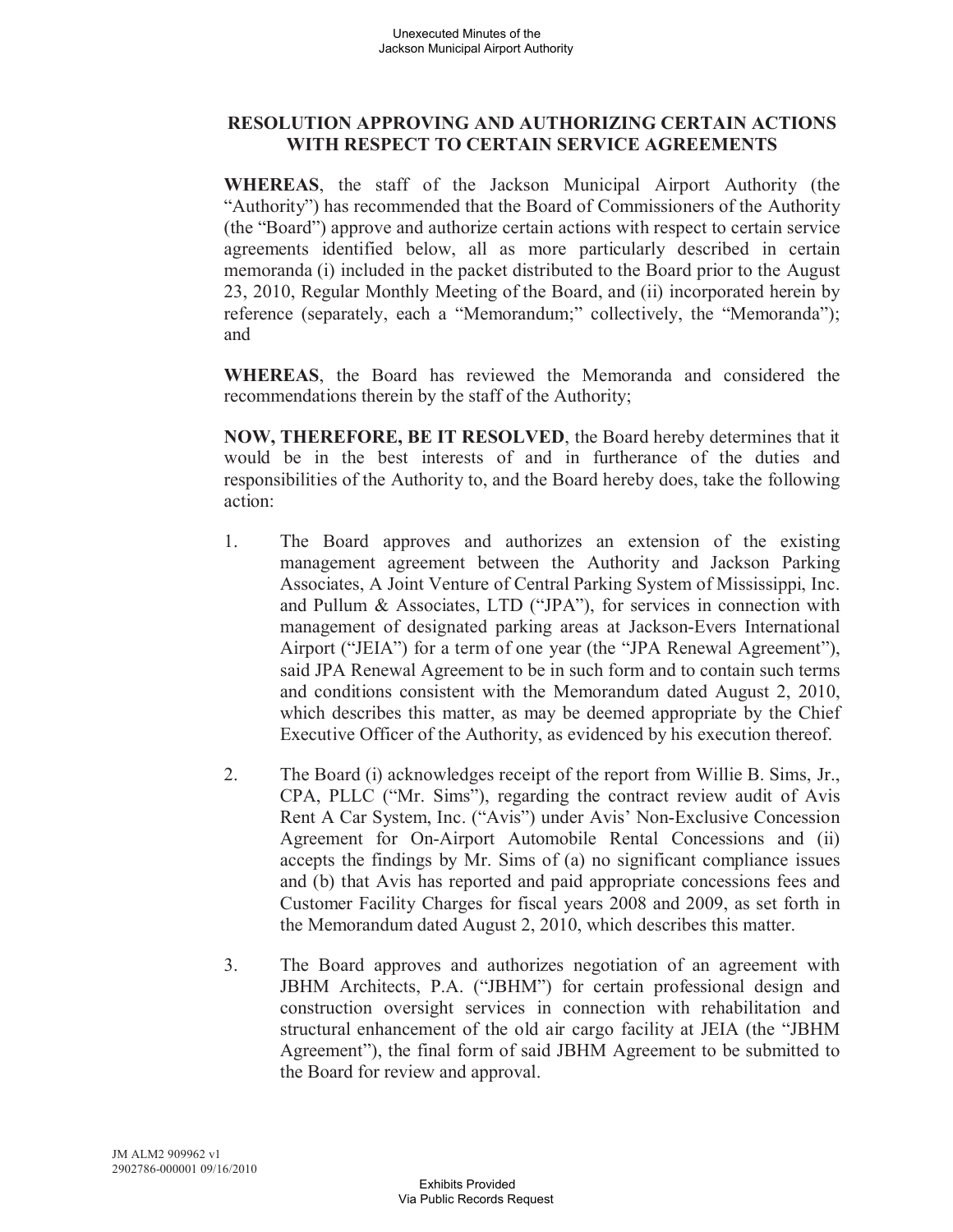## RESOLUTION APPROVING AND AUTHORIZING CERTAIN ACTIONS WITH RESPECT TO CERTAIN SERVICE AGREEMENTS

**WHEREAS**, the staff of the Jackson Municipal Airport Authority (the "Authority") has recommended that the Board of Commissioners of the Authority (the "Board") approve and authorize certain actions with respect to certain service agreements identified below, all as more particularly described in certain memoranda (i) included in the packet distributed to the Board prior to the August 23, 2010, Regular Monthly Meeting of the Board, and (ii) incorporated herein by reference (separately, each a "Memorandum;" collectively, the "Memoranda"); and

**WHEREAS**, the Board has reviewed the Memoranda and considered the recommendations therein by the staff of the Authority;

**NOW, THEREFORE, BE IT RESOLVED**, the Board hereby determines that it would be in the best interests of and in furtherance of the duties and responsibilities of the Authority to, and the Board hereby does, take the following action:

1. The Board approves and authorizes an extension of the existing management agreement between the Authority and Jackson Parking Associates, A Joint Venture of Central Parking System of Mississippi, Inc. and Pullum & Associates, LTD ("JPA"), for services in connection with management of designated parking areas at Jackson-Evers International Airport ("JEIA") for a term of one year (the "JPA Renewal Agreement"), said JPA Renewal Agreement to be in such form and to contain such terms and conditions consistent with the Memorandum dated August 2, 2010, which describes this matter, as may be deemed appropriate by the Chief Executive Officer of the Authority, as evidenced by his execution thereof.

2. The Board (i) acknowledges receipt of the report from Willie B. Sims, Jr., CPA, PLLC ("Mr. Sims"), regarding the contract review audit of Avis Rent A Car System, Inc. ("Avis") under Avis' Non-Exclusive Concession Agreement for On-Airport Automobile Rental Concessions and (ii) accepts the findings by Mr. Sims of (a) no significant compliance issues and (b) that Avis has reported and paid appropriate concessions fees and Customer Facility Charges for fiscal years 2008 and 2009, as set forth in the Memorandum dated August 2, 2010, which describes this matter.

3. The Board approves and authorizes negotiation of an agreement with JBHM Architects, P.A. ("JBHM") for certain professional design and construction oversight services in connection with rehabilitation and structural enhancement of the old air cargo facility at JEIA (the "JBHM Agreement"), the final form of said JBHM Agreement to be submitted to the Board for review and approval.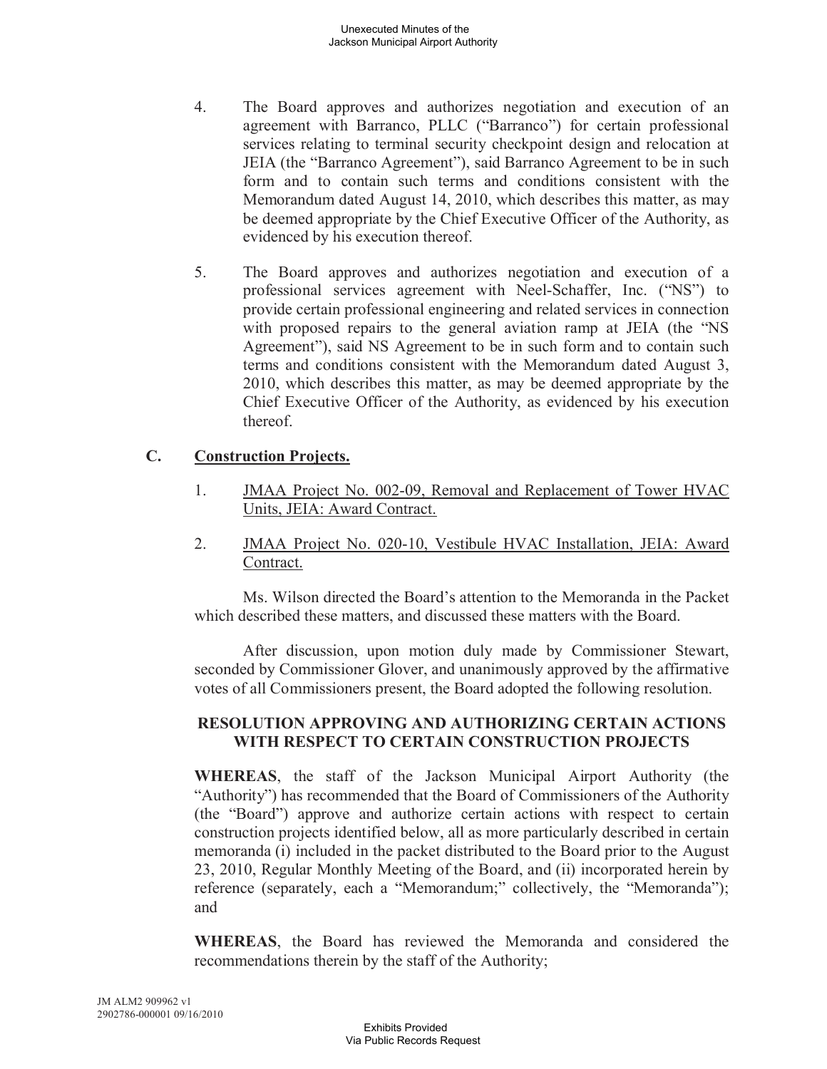4. The Board approves and authorizes negotiation and execution of an agreement with Barranco, PLLC ("Barranco") for certain professional services relating to terminal security checkpoint design and relocation at JEIA (the "Barranco Agreement"), said Barranco Agreement to be in such form and to contain such terms and conditions consistent with the Memorandum dated August 14, 2010, which describes this matter, as may be deemed appropriate by the Chief Executive Officer of the Authority, as evidenced by his execution thereof.

5. The Board approves and authorizes negotiation and execution of a professional services agreement with Neel-Schaffer, Inc. ("NS") to provide certain professional engineering and related services in connection with proposed repairs to the general aviation ramp at JEIA (the "NS Agreement"), said NS Agreement to be in such form and to contain such terms and conditions consistent with the Memorandum dated August 3, 2010, which describes this matter, as may be deemed appropriate by the Chief Executive Officer of the Authority, as evidenced by his execution thereof.

## C. Construction Projects.

1. JMAA Project No. 002-09, Removal and Replacement of Tower HVAC Units, JEIA: Award Contract.

2. JMAA Project No. 020-10, Vestibule HVAC Installation, JEIA: Award Contract.

Ms. Wilson directed the Board's attention to the Memoranda in the Packet which described these matters, and discussed these matters with the Board.

After discussion, upon motion duly made by Commissioner Stewart, seconded by Commissioner Glover, and unanimously approved by the affirmative votes of all Commissioners present, the Board adopted the following resolution.

**RESOLUTION APPROVING AND AUTHORIZING CERTAIN ACTIONS WITH RESPECT TO CERTAIN CONSTRUCTION PROJECTS**

**WHEREAS**, the staff of the Jackson Municipal Airport Authority (the "Authority") has recommended that the Board of Commissioners of the Authority (the "Board") approve and authorize certain actions with respect to certain construction projects identified below, all as more particularly described in certain memoranda (i) included in the packet distributed to the Board prior to the August 23, 2010, Regular Monthly Meeting of the Board, and (ii) incorporated herein by reference (separately, each a "Memorandum;" collectively, the "Memoranda"); and

**WHEREAS**, the Board has reviewed the Memoranda and considered the recommendations therein by the staff of the Authority;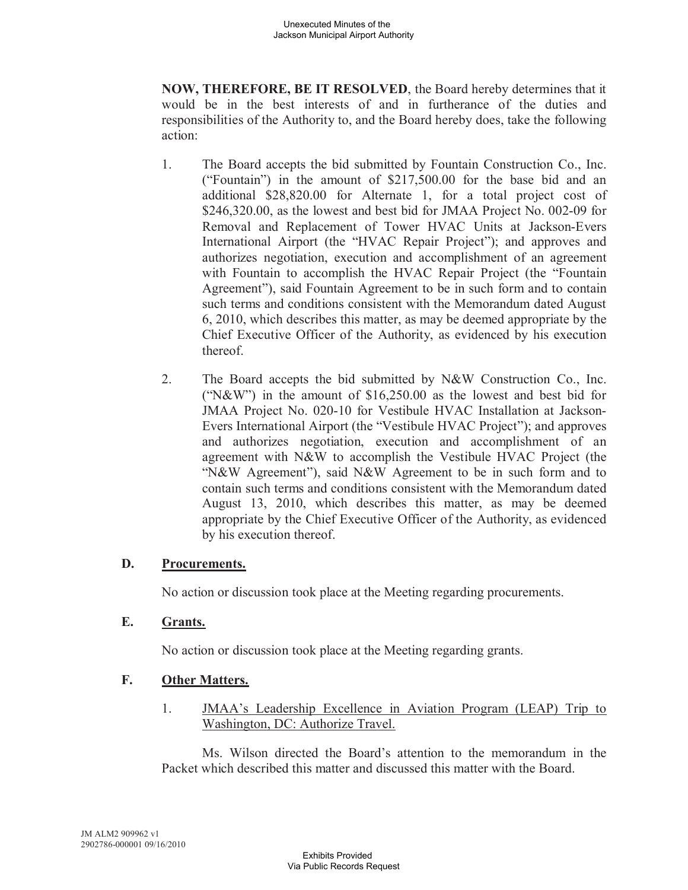**NOW, THEREFORE, BE IT RESOLVED**, the Board hereby determines that it would be in the best interests of and in furtherance of the duties and responsibilities of the Authority to, and the Board hereby does, take the following action:

1. The Board accepts the bid submitted by Fountain Construction Co., Inc. ("Fountain") in the amount of $217,500.00 for the base bid and an additional $28,820.00 for Alternate 1, for a total project cost of $246,320.00, as the lowest and best bid for JMAA Project No. 002-09 for Removal and Replacement of Tower HVAC Units at Jackson-Evers International Airport (the "HVAC Repair Project"); and approves and authorizes negotiation, execution and accomplishment of an agreement with Fountain to accomplish the HVAC Repair Project (the "Fountain Agreement"), said Fountain Agreement to be in such form and to contain such terms and conditions consistent with the Memorandum dated August 6, 2010, which describes this matter, as may be deemed appropriate by the Chief Executive Officer of the Authority, as evidenced by his execution thereof.

2. The Board accepts the bid submitted by N&W Construction Co., Inc. ("N&W") in the amount of $16,250.00 as the lowest and best bid for JMAA Project No. 020-10 for Vestibule HVAC Installation at Jackson-Evers International Airport (the "Vestibule HVAC Project"); and approves and authorizes negotiation, execution and accomplishment of an agreement with N&W to accomplish the Vestibule HVAC Project (the "N&W Agreement"), said N&W Agreement to be in such form and to contain such terms and conditions consistent with the Memorandum dated August 13, 2010, which describes this matter, as may be deemed appropriate by the Chief Executive Officer of the Authority, as evidenced by his execution thereof.

### D. Procurements.

No action or discussion took place at the Meeting regarding procurements.

### E. Grants.

No action or discussion took place at the Meeting regarding grants.

### F. Other Matters.

1. JMAA's Leadership Excellence in Aviation Program (LEAP) Trip to Washington, DC: Authorize Travel.

Ms. Wilson directed the Board's attention to the memorandum in the Packet which described this matter and discussed this matter with the Board.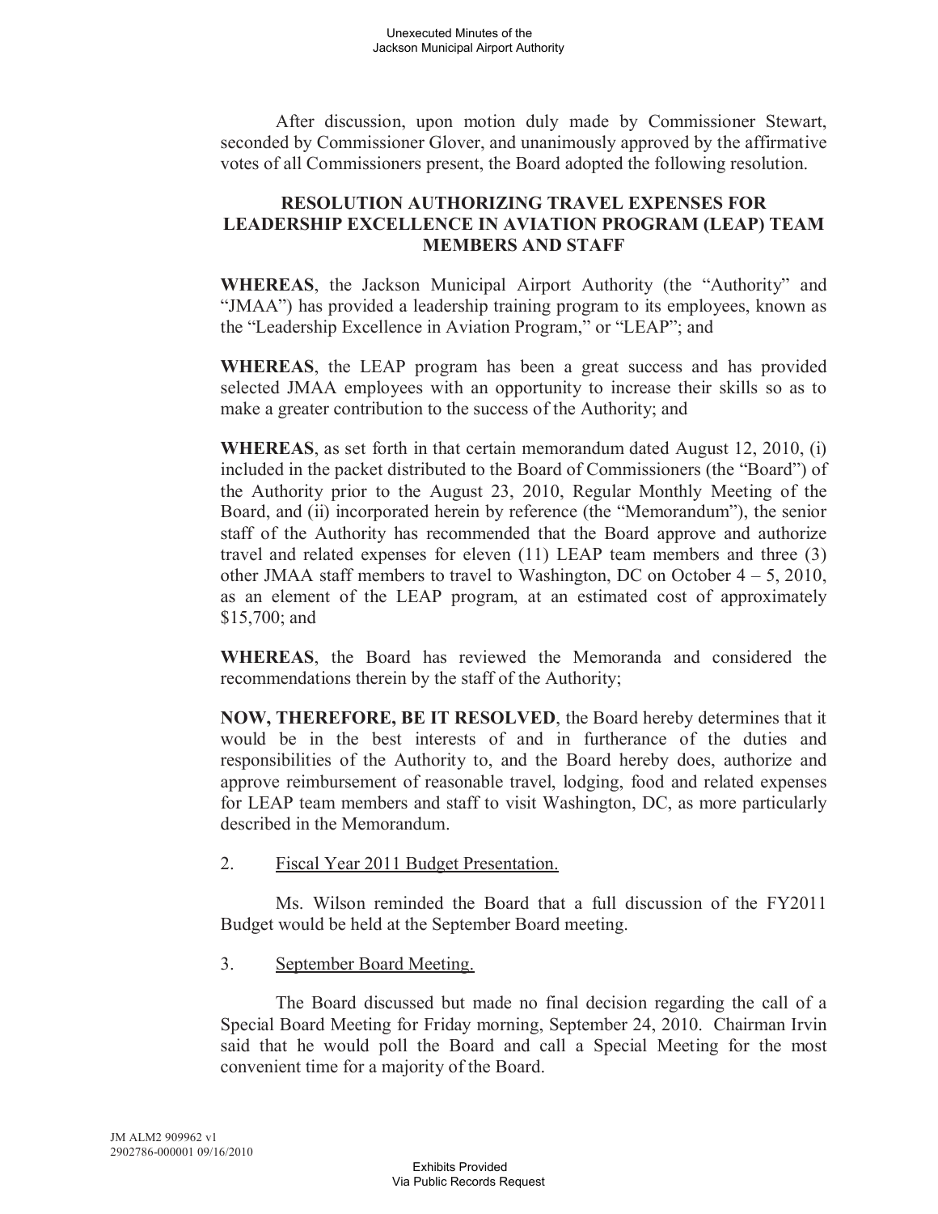After discussion, upon motion duly made by Commissioner Stewart, seconded by Commissioner Glover, and unanimously approved by the affirmative votes of all Commissioners present, the Board adopted the following resolution.

**RESOLUTION AUTHORIZING TRAVEL EXPENSES FOR LEADERSHIP EXCELLENCE IN AVIATION PROGRAM (LEAP) TEAM MEMBERS AND STAFF**

**WHEREAS**, the Jackson Municipal Airport Authority (the "Authority" and "JMAA") has provided a leadership training program to its employees, known as the "Leadership Excellence in Aviation Program," or "LEAP"; and

**WHEREAS**, the LEAP program has been a great success and has provided selected JMAA employees with an opportunity to increase their skills so as to make a greater contribution to the success of the Authority; and

**WHEREAS**, as set forth in that certain memorandum dated August 12, 2010, (i) included in the packet distributed to the Board of Commissioners (the "Board") of the Authority prior to the August 23, 2010, Regular Monthly Meeting of the Board, and (ii) incorporated herein by reference (the "Memorandum"), the senior staff of the Authority has recommended that the Board approve and authorize travel and related expenses for eleven (11) LEAP team members and three (3) other JMAA staff members to travel to Washington, DC on October 4 – 5, 2010, as an element of the LEAP program, at an estimated cost of approximately $15,700; and

**WHEREAS**, the Board has reviewed the Memoranda and considered the recommendations therein by the staff of the Authority;

**NOW, THEREFORE, BE IT RESOLVED**, the Board hereby determines that it would be in the best interests of and in furtherance of the duties and responsibilities of the Authority to, and the Board hereby does, authorize and approve reimbursement of reasonable travel, lodging, food and related expenses for LEAP team members and staff to visit Washington, DC, as more particularly described in the Memorandum.

2. Fiscal Year 2011 Budget Presentation.

Ms. Wilson reminded the Board that a full discussion of the FY2011 Budget would be held at the September Board meeting.

3. September Board Meeting.

The Board discussed but made no final decision regarding the call of a Special Board Meeting for Friday morning, September 24, 2010. Chairman Irvin said that he would poll the Board and call a Special Meeting for the most convenient time for a majority of the Board.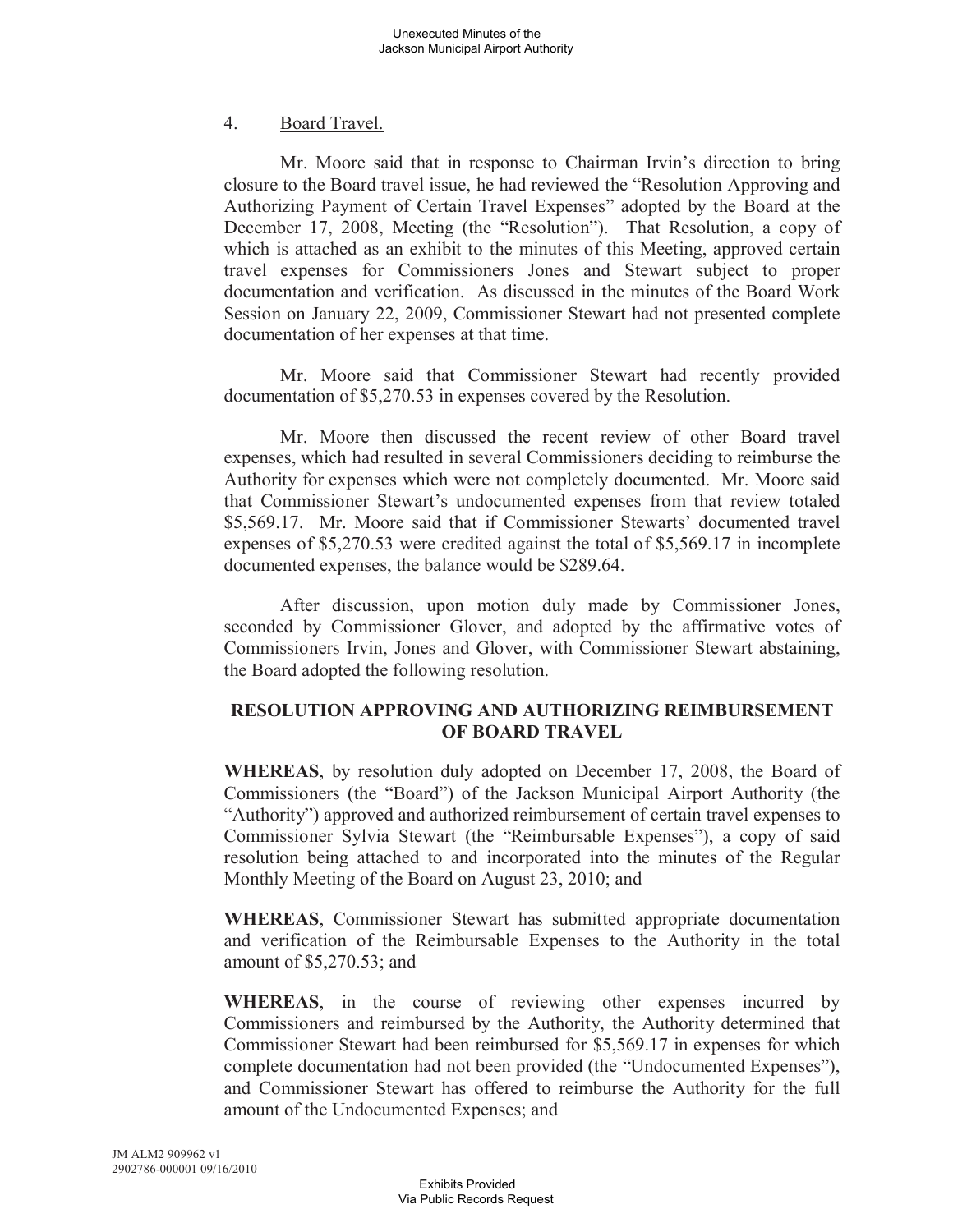4. Board Travel.

Mr. Moore said that in response to Chairman Irvin's direction to bring closure to the Board travel issue, he had reviewed the "Resolution Approving and Authorizing Payment of Certain Travel Expenses" adopted by the Board at the December 17, 2008, Meeting (the "Resolution"). That Resolution, a copy of which is attached as an exhibit to the minutes of this Meeting, approved certain travel expenses for Commissioners Jones and Stewart subject to proper documentation and verification. As discussed in the minutes of the Board Work Session on January 22, 2009, Commissioner Stewart had not presented complete documentation of her expenses at that time.

Mr. Moore said that Commissioner Stewart had recently provided documentation of $5,270.53 in expenses covered by the Resolution.

Mr. Moore then discussed the recent review of other Board travel expenses, which had resulted in several Commissioners deciding to reimburse the Authority for expenses which were not completely documented. Mr. Moore said that Commissioner Stewart's undocumented expenses from that review totaled $5,569.17. Mr. Moore said that if Commissioner Stewarts' documented travel expenses of $5,270.53 were credited against the total of $5,569.17 in incomplete documented expenses, the balance would be $289.64.

After discussion, upon motion duly made by Commissioner Jones, seconded by Commissioner Glover, and adopted by the affirmative votes of Commissioners Irvin, Jones and Glover, with Commissioner Stewart abstaining, the Board adopted the following resolution.

**RESOLUTION APPROVING AND AUTHORIZING REIMBURSEMENT OF BOARD TRAVEL**

**WHEREAS**, by resolution duly adopted on December 17, 2008, the Board of Commissioners (the "Board") of the Jackson Municipal Airport Authority (the "Authority") approved and authorized reimbursement of certain travel expenses to Commissioner Sylvia Stewart (the "Reimbursable Expenses"), a copy of said resolution being attached to and incorporated into the minutes of the Regular Monthly Meeting of the Board on August 23, 2010; and

**WHEREAS**, Commissioner Stewart has submitted appropriate documentation and verification of the Reimbursable Expenses to the Authority in the total amount of $5,270.53; and

**WHEREAS**, in the course of reviewing other expenses incurred by Commissioners and reimbursed by the Authority, the Authority determined that Commissioner Stewart had been reimbursed for $5,569.17 in expenses for which complete documentation had not been provided (the "Undocumented Expenses"), and Commissioner Stewart has offered to reimburse the Authority for the full amount of the Undocumented Expenses; and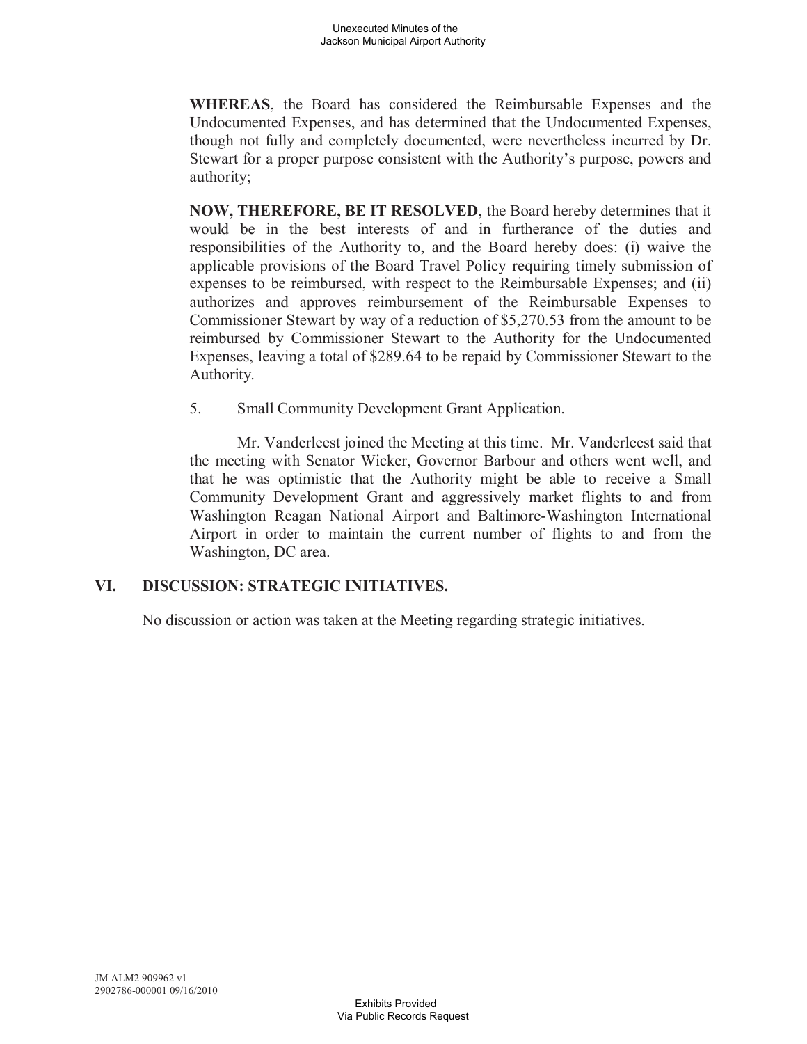**WHEREAS**, the Board has considered the Reimbursable Expenses and the Undocumented Expenses, and has determined that the Undocumented Expenses, though not fully and completely documented, were nevertheless incurred by Dr. Stewart for a proper purpose consistent with the Authority's purpose, powers and authority;

**NOW, THEREFORE, BE IT RESOLVED**, the Board hereby determines that it would be in the best interests of and in furtherance of the duties and responsibilities of the Authority to, and the Board hereby does: (i) waive the applicable provisions of the Board Travel Policy requiring timely submission of expenses to be reimbursed, with respect to the Reimbursable Expenses; and (ii) authorizes and approves reimbursement of the Reimbursable Expenses to Commissioner Stewart by way of a reduction of $5,270.53 from the amount to be reimbursed by Commissioner Stewart to the Authority for the Undocumented Expenses, leaving a total of $289.64 to be repaid by Commissioner Stewart to the Authority.

5. Small Community Development Grant Application.

Mr. Vanderleest joined the Meeting at this time. Mr. Vanderleest said that the meeting with Senator Wicker, Governor Barbour and others went well, and that he was optimistic that the Authority might be able to receive a Small Community Development Grant and aggressively market flights to and from Washington Reagan National Airport and Baltimore-Washington International Airport in order to maintain the current number of flights to and from the Washington, DC area.

## VI. DISCUSSION: STRATEGIC INITIATIVES.

No discussion or action was taken at the Meeting regarding strategic initiatives.

JM ALM2 909962 v1
2902786-000001 09/16/2010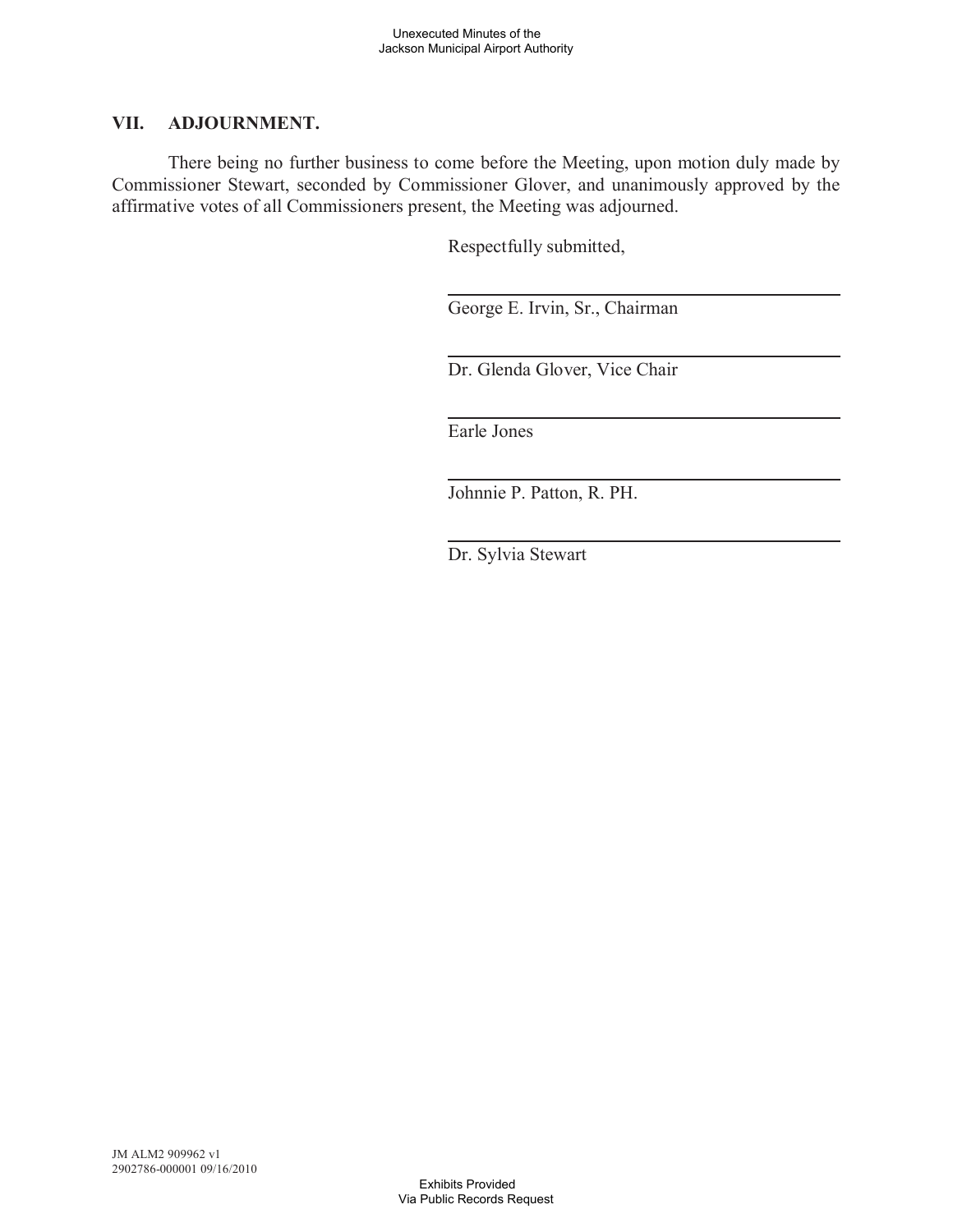## VII. ADJOURNMENT.

There being no further business to come before the Meeting, upon motion duly made by Commissioner Stewart, seconded by Commissioner Glover, and unanimously approved by the affirmative votes of all Commissioners present, the Meeting was adjourned.

Respectfully submitted,

\_\_\_\_\_\_\_\_\_\_\_\_\_\_\_\_\_\_\_\_\_\_\_\_\_\_\_\_\_\_\_\_\_\_\_\_\_\_\_\_

George E. Irvin, Sr., Chairman

\_\_\_\_\_\_\_\_\_\_\_\_\_\_\_\_\_\_\_\_\_\_\_\_\_\_\_\_\_\_\_\_\_\_\_\_\_\_\_\_

Dr. Glenda Glover, Vice Chair

\_\_\_\_\_\_\_\_\_\_\_\_\_\_\_\_\_\_\_\_\_\_\_\_\_\_\_\_\_\_\_\_\_\_\_\_\_\_\_\_

Earle Jones

\_\_\_\_\_\_\_\_\_\_\_\_\_\_\_\_\_\_\_\_\_\_\_\_\_\_\_\_\_\_\_\_\_\_\_\_\_\_\_\_

Johnnie P. Patton, R. PH.

\_\_\_\_\_\_\_\_\_\_\_\_\_\_\_\_\_\_\_\_\_\_\_\_\_\_\_\_\_\_\_\_\_\_\_\_\_\_\_\_

Dr. Sylvia Stewart

JM ALM2 909962 v1
2902786-000001 09/16/2010